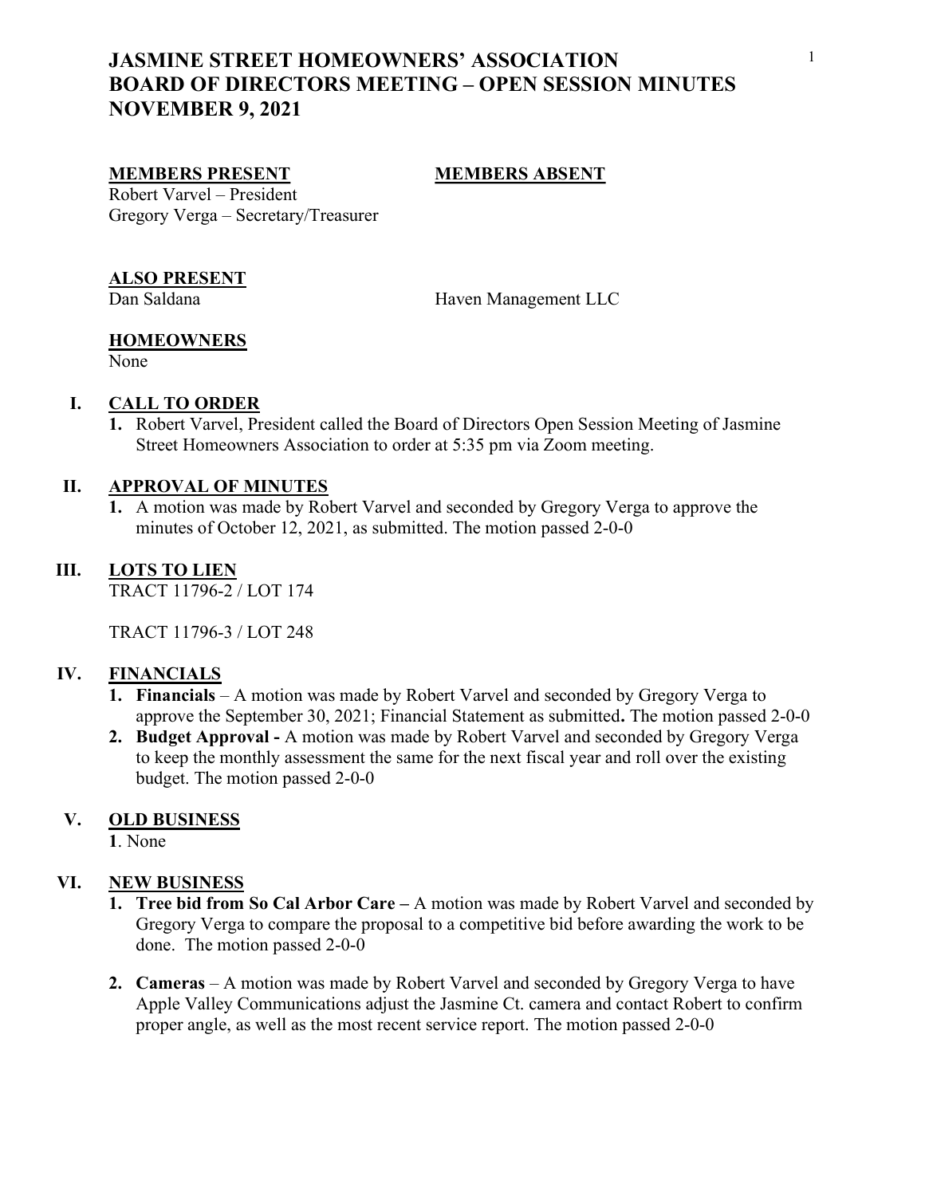# JASMINE STREET HOMEOWNERS' ASSOCIATION
# BOARD OF DIRECTORS MEETING – OPEN SESSION MINUTES
# NOVEMBER 9, 2021

**MEMBERS PRESENT**

Robert Varvel – President
Gregory Verga – Secretary/Treasurer

**MEMBERS ABSENT**

**ALSO PRESENT**

Dan Saldana — Haven Management LLC

**HOMEOWNERS**

None

## I. CALL TO ORDER

1. Robert Varvel, President called the Board of Directors Open Session Meeting of Jasmine Street Homeowners Association to order at 5:35 pm via Zoom meeting.

## II. APPROVAL OF MINUTES

1. A motion was made by Robert Varvel and seconded by Gregory Verga to approve the minutes of October 12, 2021, as submitted. The motion passed 2-0-0

## III. LOTS TO LIEN

TRACT 11796-2 / LOT 174

TRACT 11796-3 / LOT 248

## IV. FINANCIALS

1. **Financials** – A motion was made by Robert Varvel and seconded by Gregory Verga to approve the September 30, 2021; Financial Statement as submitted**.** The motion passed 2-0-0
2. **Budget Approval -** A motion was made by Robert Varvel and seconded by Gregory Verga to keep the monthly assessment the same for the next fiscal year and roll over the existing budget. The motion passed 2-0-0

## V. OLD BUSINESS

**1**. None

## VI. NEW BUSINESS

1. **Tree bid from So Cal Arbor Care –** A motion was made by Robert Varvel and seconded by Gregory Verga to compare the proposal to a competitive bid before awarding the work to be done. The motion passed 2-0-0

2. **Cameras** – A motion was made by Robert Varvel and seconded by Gregory Verga to have Apple Valley Communications adjust the Jasmine Ct. camera and contact Robert to confirm proper angle, as well as the most recent service report. The motion passed 2-0-0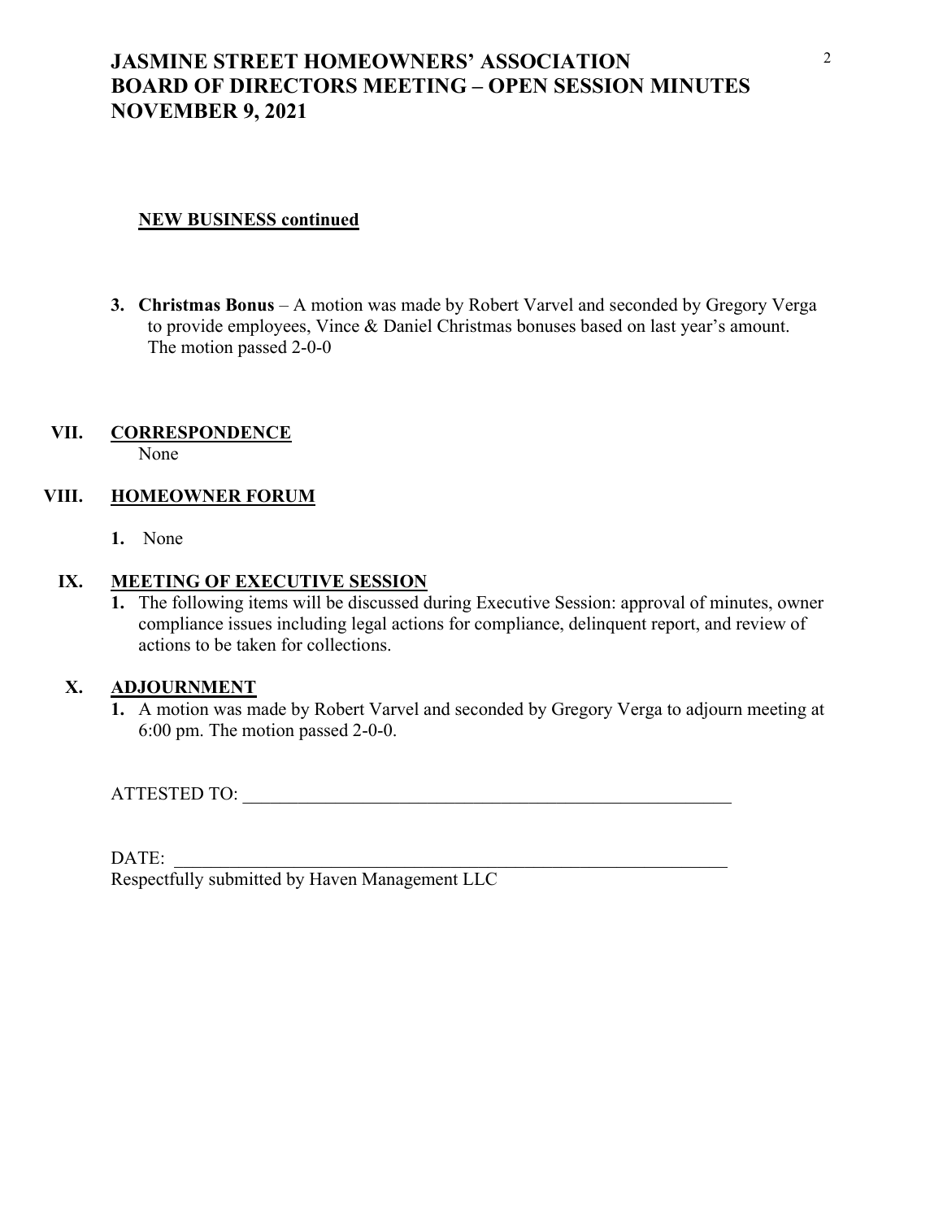# JASMINE STREET HOMEOWNERS' ASSOCIATION
# BOARD OF DIRECTORS MEETING – OPEN SESSION MINUTES
# NOVEMBER 9, 2021

**NEW BUSINESS continued**

3. **Christmas Bonus** – A motion was made by Robert Varvel and seconded by Gregory Verga to provide employees, Vince & Daniel Christmas bonuses based on last year's amount. The motion passed 2-0-0

## VII. CORRESPONDENCE

None

## VIII. HOMEOWNER FORUM

1. None

## IX. MEETING OF EXECUTIVE SESSION

1. The following items will be discussed during Executive Session: approval of minutes, owner compliance issues including legal actions for compliance, delinquent report, and review of actions to be taken for collections.

## X. ADJOURNMENT

1. A motion was made by Robert Varvel and seconded by Gregory Verga to adjourn meeting at 6:00 pm. The motion passed 2-0-0.

ATTESTED TO: \_\_\_\_\_\_\_\_\_\_\_\_\_\_\_\_\_\_\_\_\_\_\_\_\_\_\_\_\_\_\_\_\_\_\_\_\_\_\_\_\_\_\_\_\_\_\_\_\_\_\_\_\_\_

DATE: \_\_\_\_\_\_\_\_\_\_\_\_\_\_\_\_\_\_\_\_\_\_\_\_\_\_\_\_\_\_\_\_\_\_\_\_\_\_\_\_\_\_\_\_\_\_\_\_\_\_\_\_\_\_\_\_\_\_\_\_

Respectfully submitted by Haven Management LLC